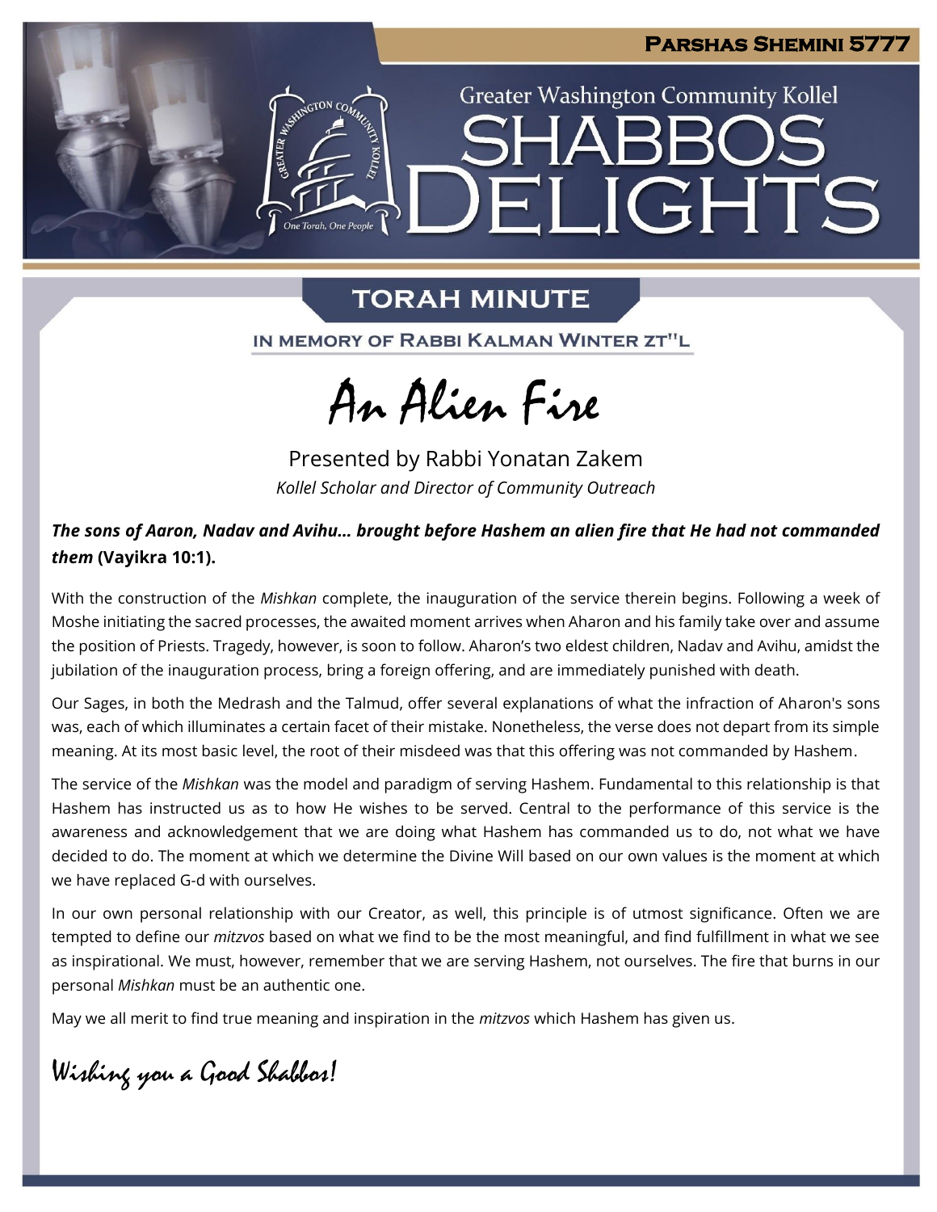**Parshas Shemini 5777**

Greater Washington Community Kollel

# Shabbos Delights

## Torah Minute

In memory of Rabbi Kalman Winter zt"l

# An Alien Fire

Presented by Rabbi Yonatan Zakem

*Kollel Scholar and Director of Community Outreach*

***The sons of Aaron, Nadav and Avihu… brought before Hashem an alien fire that He had not commanded them* (Vayikra 10:1).**

With the construction of the *Mishkan* complete, the inauguration of the service therein begins. Following a week of Moshe initiating the sacred processes, the awaited moment arrives when Aharon and his family take over and assume the position of Priests. Tragedy, however, is soon to follow. Aharon's two eldest children, Nadav and Avihu, amidst the jubilation of the inauguration process, bring a foreign offering, and are immediately punished with death.

Our Sages, in both the Medrash and the Talmud, offer several explanations of what the infraction of Aharon's sons was, each of which illuminates a certain facet of their mistake. Nonetheless, the verse does not depart from its simple meaning. At its most basic level, the root of their misdeed was that this offering was not commanded by Hashem.

The service of the *Mishkan* was the model and paradigm of serving Hashem. Fundamental to this relationship is that Hashem has instructed us as to how He wishes to be served. Central to the performance of this service is the awareness and acknowledgement that we are doing what Hashem has commanded us to do, not what we have decided to do. The moment at which we determine the Divine Will based on our own values is the moment at which we have replaced G-d with ourselves.

In our own personal relationship with our Creator, as well, this principle is of utmost significance. Often we are tempted to define our *mitzvos* based on what we find to be the most meaningful, and find fulfillment in what we see as inspirational. We must, however, remember that we are serving Hashem, not ourselves. The fire that burns in our personal *Mishkan* must be an authentic one.

May we all merit to find true meaning and inspiration in the *mitzvos* which Hashem has given us.

*Wishing you a Good Shabbos!*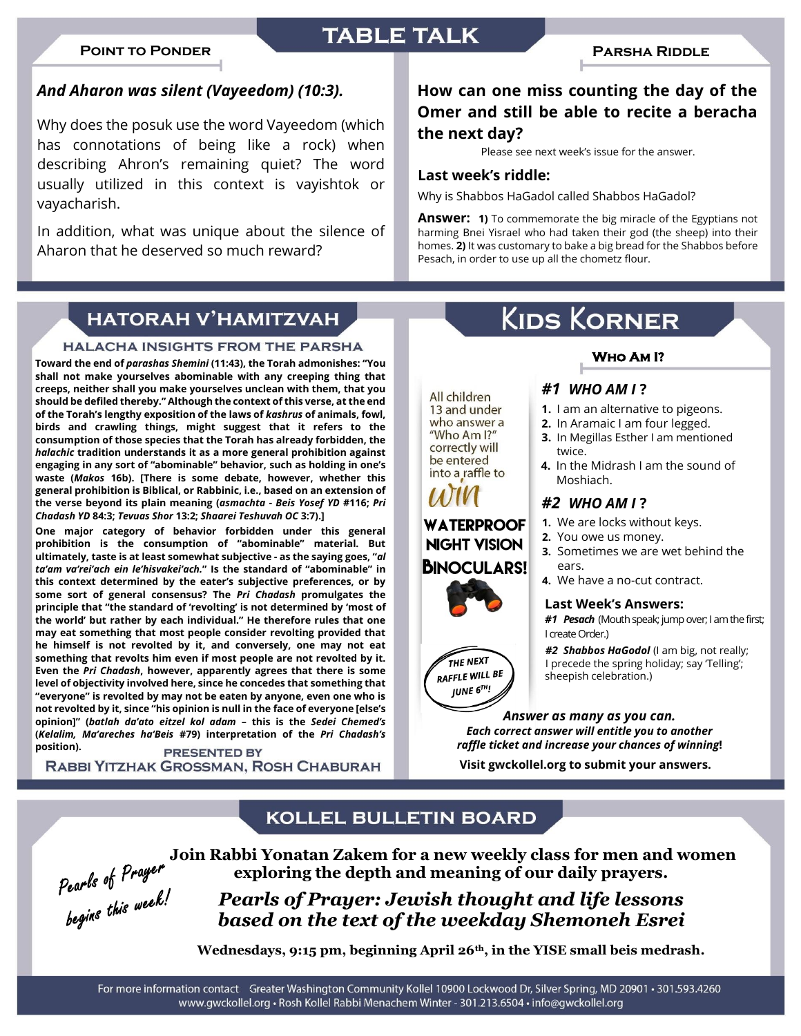# TABLE TALK

## Point to Ponder

***And Aharon was silent (Vayeedom) (10:3).***

Why does the posuk use the word Vayeedom (which has connotations of being like a rock) when describing Ahron's remaining quiet? The word usually utilized in this context is vayishtok or vayacharish.

In addition, what was unique about the silence of Aharon that he deserved so much reward?

## Parsha Riddle

**How can one miss counting the day of the Omer and still be able to recite a beracha the next day?**

Please see next week's issue for the answer.

**Last week's riddle:**

Why is Shabbos HaGadol called Shabbos HaGadol?

**Answer:** **1)** To commemorate the big miracle of the Egyptians not harming Bnei Yisrael who had taken their god (the sheep) into their homes. **2)** It was customary to bake a big bread for the Shabbos before Pesach, in order to use up all the chometz flour.

# HATORAH V'HAMITZVAH

## HALACHA INSIGHTS FROM THE PARSHA

**Toward the end of *parashas Shemini* (11:43), the Torah admonishes: "You shall not make yourselves abominable with any creeping thing that creeps, neither shall you make yourselves unclean with them, that you should be defiled thereby." Although the context of this verse, at the end of the Torah's lengthy exposition of the laws of *kashrus* of animals, fowl, birds and crawling things, might suggest that it refers to the consumption of those species that the Torah has already forbidden, the *halachic* tradition understands it as a more general prohibition against engaging in any sort of "abominable" behavior, such as holding in one's waste (*Makos* 16b). [There is some debate, however, whether this general prohibition is Biblical, or Rabbinic, i.e., based on an extension of the verse beyond its plain meaning (*asmachta - Beis Yosef YD* #116; *Pri Chadash YD* 84:3; *Tevuas Shor* 13:2; *Shaarei Teshuvah OC* 3:7).]**

**One major category of behavior forbidden under this general prohibition is the consumption of "abominable" material. But ultimately, taste is at least somewhat subjective - as the saying goes, "*al ta'am va'rei'ach ein le'hisvakei'ach.*" Is the standard of "abominable" in this context determined by the eater's subjective preferences, or by some sort of general consensus? The *Pri Chadash* promulgates the principle that "the standard of 'revolting' is not determined by 'most of the world' but rather by each individual." He therefore rules that one may eat something that most people consider revolting provided that he himself is not revolted by it, and conversely, one may not eat something that revolts him even if most people are not revolted by it. Even the *Pri Chadash*, however, apparently agrees that there is some level of objectivity involved here, since he concedes that something that "everyone" is revolted by may not be eaten by anyone, even one who is not revolted by it, since "his opinion is null in the face of everyone [else's opinion]" (*batlah da'ato eitzel kol adam* – this is the *Sedei Chemed's* (*Kelalim, Ma'areches ha'Beis* #79) interpretation of the *Pri Chadash's* position).**

PRESENTED BY
RABBI YITZHAK GROSSMAN, ROSH CHABURAH

# KIDS KORNER

## Who Am I?

All children 13 and under who answer a "Who Am I?" correctly will be entered into a raffle to win

**WATERPROOF NIGHT VISION BINOCULARS!**

THE NEXT RAFFLE WILL BE JUNE 6TH!

### *#1 WHO AM I ?*

1. I am an alternative to pigeons.
2. In Aramaic I am four legged.
3. In Megillas Esther I am mentioned twice.
4. In the Midrash I am the sound of Moshiach.

### *#2 WHO AM I ?*

1. We are locks without keys.
2. You owe us money.
3. Sometimes we are wet behind the ears.
4. We have a no-cut contract.

**Last Week's Answers:**

***#1 Pesach*** (Mouth speak; jump over; I am the first; I create Order.)

***#2 Shabbos HaGodol*** (I am big, not really; I precede the spring holiday; say 'Telling'; sheepish celebration.)

***Answer as many as you can.***
***Each correct answer will entitle you to another raffle ticket and increase your chances of winning!***

**Visit gwckollel.org to submit your answers.**

# KOLLEL BULLETIN BOARD

*Pearls of Prayer begins this week!*

**Join Rabbi Yonatan Zakem for a new weekly class for men and women exploring the depth and meaning of our daily prayers.**

***Pearls of Prayer: Jewish thought and life lessons based on the text of the weekday Shemoneh Esrei***

**Wednesdays, 9:15 pm, beginning April 26th, in the YISE small beis medrash.**

For more information contact: Greater Washington Community Kollel 10900 Lockwood Dr, Silver Spring, MD 20901 • 301.593.4260
www.gwckollel.org • Rosh Kollel Rabbi Menachem Winter - 301.213.6504 • info@gwckollel.org